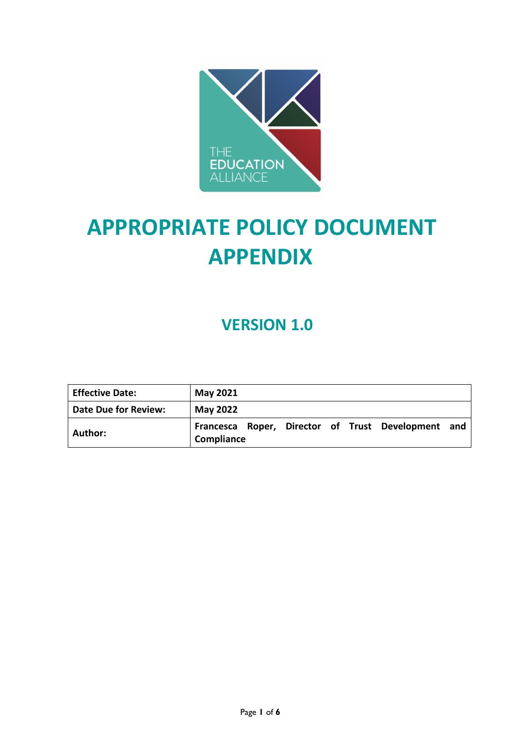# APPROPRIATE POLICY DOCUMENT APPENDIX

## VERSION 1.0

| **Effective Date:** | **May 2021** |
|---|---|
| **Date Due for Review:** | **May 2022** |
| **Author:** | **Francesca Roper, Director of Trust Development and Compliance** |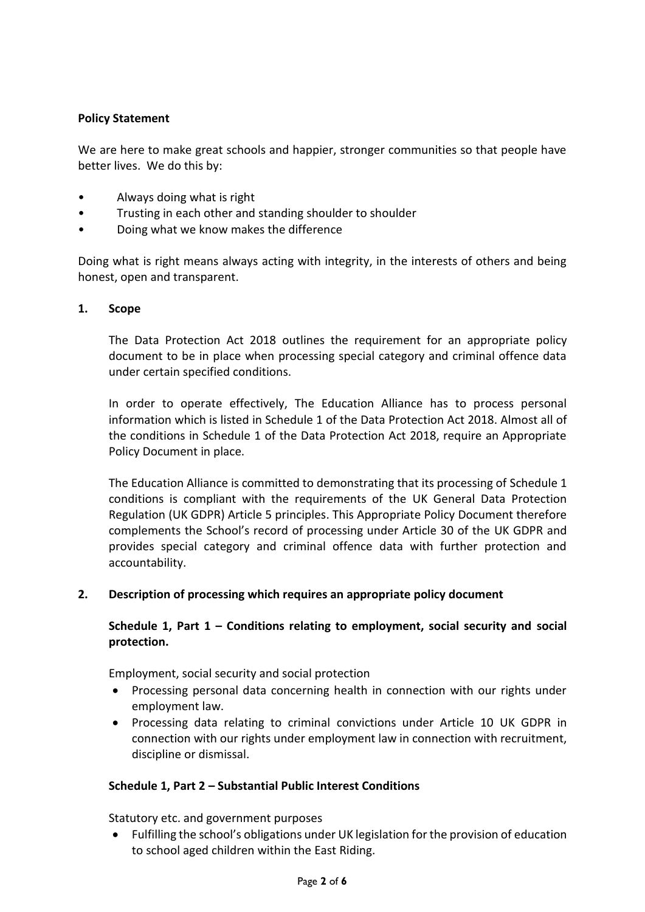**Policy Statement**

We are here to make great schools and happier, stronger communities so that people have better lives. We do this by:

- Always doing what is right
- Trusting in each other and standing shoulder to shoulder
- Doing what we know makes the difference

Doing what is right means always acting with integrity, in the interests of others and being honest, open and transparent.

## 1. Scope

The Data Protection Act 2018 outlines the requirement for an appropriate policy document to be in place when processing special category and criminal offence data under certain specified conditions.

In order to operate effectively, The Education Alliance has to process personal information which is listed in Schedule 1 of the Data Protection Act 2018. Almost all of the conditions in Schedule 1 of the Data Protection Act 2018, require an Appropriate Policy Document in place.

The Education Alliance is committed to demonstrating that its processing of Schedule 1 conditions is compliant with the requirements of the UK General Data Protection Regulation (UK GDPR) Article 5 principles. This Appropriate Policy Document therefore complements the School's record of processing under Article 30 of the UK GDPR and provides special category and criminal offence data with further protection and accountability.

## 2. Description of processing which requires an appropriate policy document

### Schedule 1, Part 1 – Conditions relating to employment, social security and social protection.

Employment, social security and social protection

- Processing personal data concerning health in connection with our rights under employment law.
- Processing data relating to criminal convictions under Article 10 UK GDPR in connection with our rights under employment law in connection with recruitment, discipline or dismissal.

### Schedule 1, Part 2 – Substantial Public Interest Conditions

Statutory etc. and government purposes

- Fulfilling the school's obligations under UK legislation for the provision of education to school aged children within the East Riding.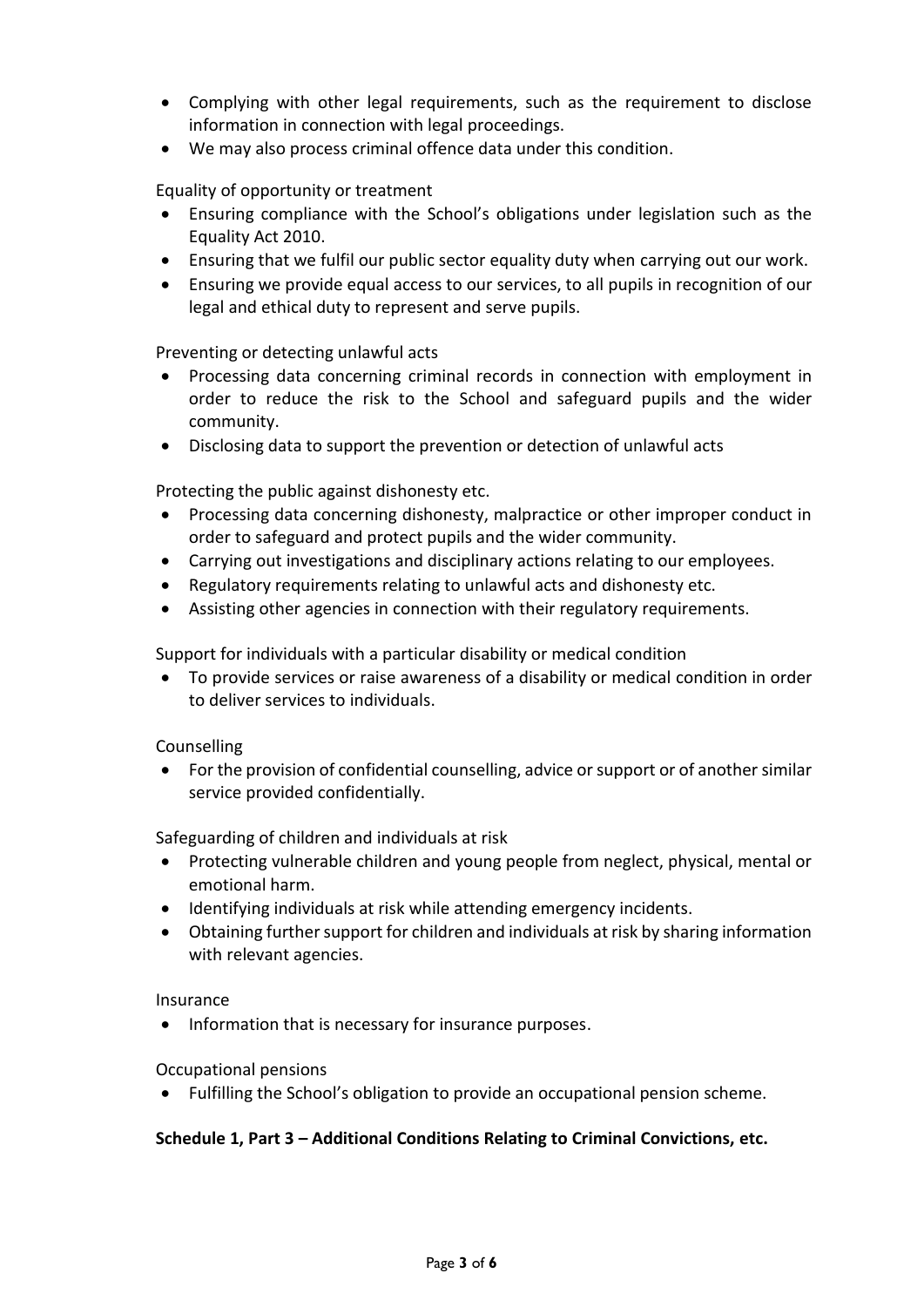- Complying with other legal requirements, such as the requirement to disclose information in connection with legal proceedings.
- We may also process criminal offence data under this condition.

Equality of opportunity or treatment

- Ensuring compliance with the School's obligations under legislation such as the Equality Act 2010.
- Ensuring that we fulfil our public sector equality duty when carrying out our work.
- Ensuring we provide equal access to our services, to all pupils in recognition of our legal and ethical duty to represent and serve pupils.

Preventing or detecting unlawful acts

- Processing data concerning criminal records in connection with employment in order to reduce the risk to the School and safeguard pupils and the wider community.
- Disclosing data to support the prevention or detection of unlawful acts

Protecting the public against dishonesty etc.

- Processing data concerning dishonesty, malpractice or other improper conduct in order to safeguard and protect pupils and the wider community.
- Carrying out investigations and disciplinary actions relating to our employees.
- Regulatory requirements relating to unlawful acts and dishonesty etc.
- Assisting other agencies in connection with their regulatory requirements.

Support for individuals with a particular disability or medical condition

- To provide services or raise awareness of a disability or medical condition in order to deliver services to individuals.

Counselling

- For the provision of confidential counselling, advice or support or of another similar service provided confidentially.

Safeguarding of children and individuals at risk

- Protecting vulnerable children and young people from neglect, physical, mental or emotional harm.
- Identifying individuals at risk while attending emergency incidents.
- Obtaining further support for children and individuals at risk by sharing information with relevant agencies.

Insurance

- Information that is necessary for insurance purposes.

Occupational pensions

- Fulfilling the School's obligation to provide an occupational pension scheme.

**Schedule 1, Part 3 – Additional Conditions Relating to Criminal Convictions, etc.**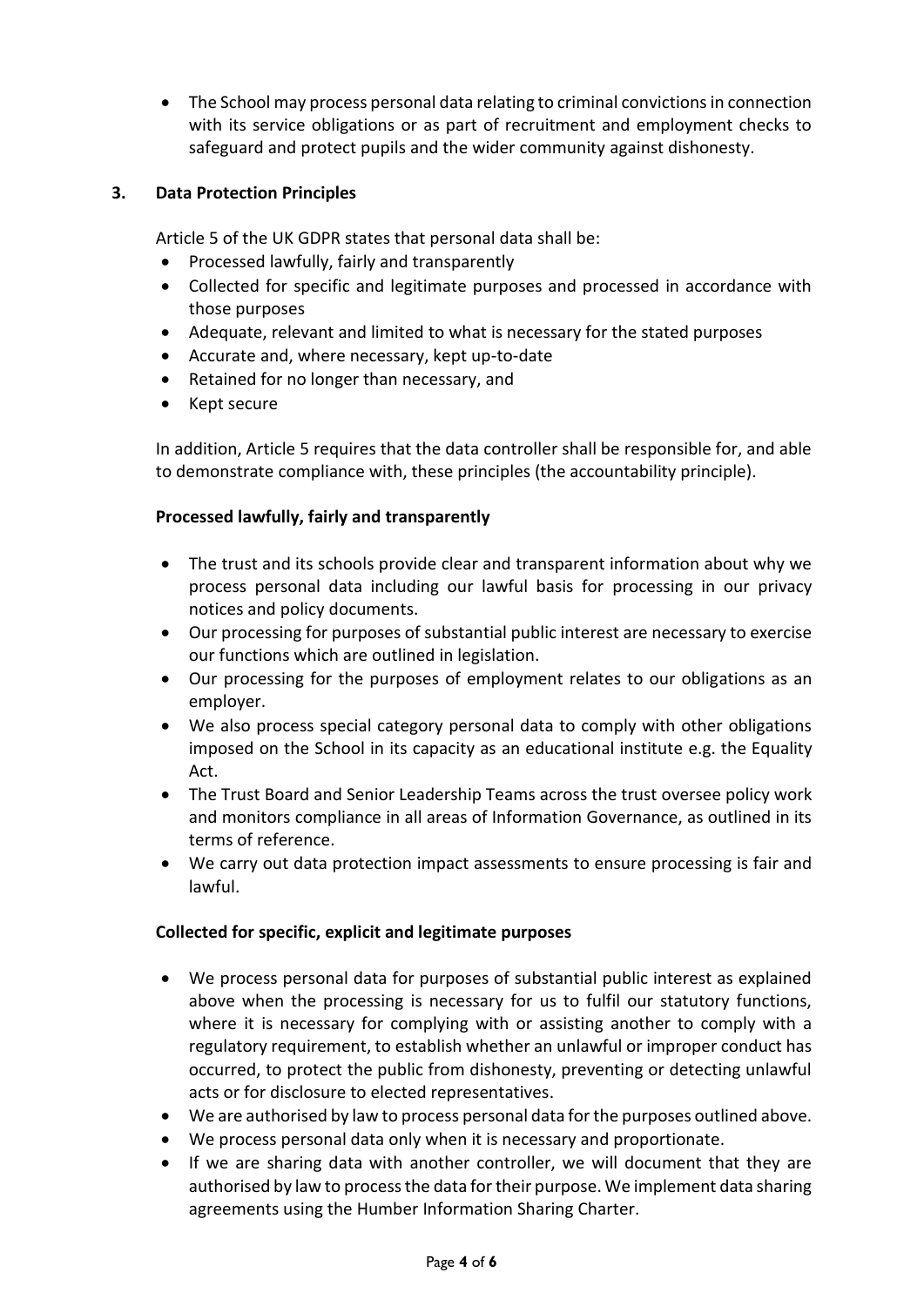- The School may process personal data relating to criminal convictions in connection with its service obligations or as part of recruitment and employment checks to safeguard and protect pupils and the wider community against dishonesty.

## 3. Data Protection Principles

Article 5 of the UK GDPR states that personal data shall be:

- Processed lawfully, fairly and transparently
- Collected for specific and legitimate purposes and processed in accordance with those purposes
- Adequate, relevant and limited to what is necessary for the stated purposes
- Accurate and, where necessary, kept up-to-date
- Retained for no longer than necessary, and
- Kept secure

In addition, Article 5 requires that the data controller shall be responsible for, and able to demonstrate compliance with, these principles (the accountability principle).

**Processed lawfully, fairly and transparently**

- The trust and its schools provide clear and transparent information about why we process personal data including our lawful basis for processing in our privacy notices and policy documents.
- Our processing for purposes of substantial public interest are necessary to exercise our functions which are outlined in legislation.
- Our processing for the purposes of employment relates to our obligations as an employer.
- We also process special category personal data to comply with other obligations imposed on the School in its capacity as an educational institute e.g. the Equality Act.
- The Trust Board and Senior Leadership Teams across the trust oversee policy work and monitors compliance in all areas of Information Governance, as outlined in its terms of reference.
- We carry out data protection impact assessments to ensure processing is fair and lawful.

**Collected for specific, explicit and legitimate purposes**

- We process personal data for purposes of substantial public interest as explained above when the processing is necessary for us to fulfil our statutory functions, where it is necessary for complying with or assisting another to comply with a regulatory requirement, to establish whether an unlawful or improper conduct has occurred, to protect the public from dishonesty, preventing or detecting unlawful acts or for disclosure to elected representatives.
- We are authorised by law to process personal data for the purposes outlined above.
- We process personal data only when it is necessary and proportionate.
- If we are sharing data with another controller, we will document that they are authorised by law to process the data for their purpose. We implement data sharing agreements using the Humber Information Sharing Charter.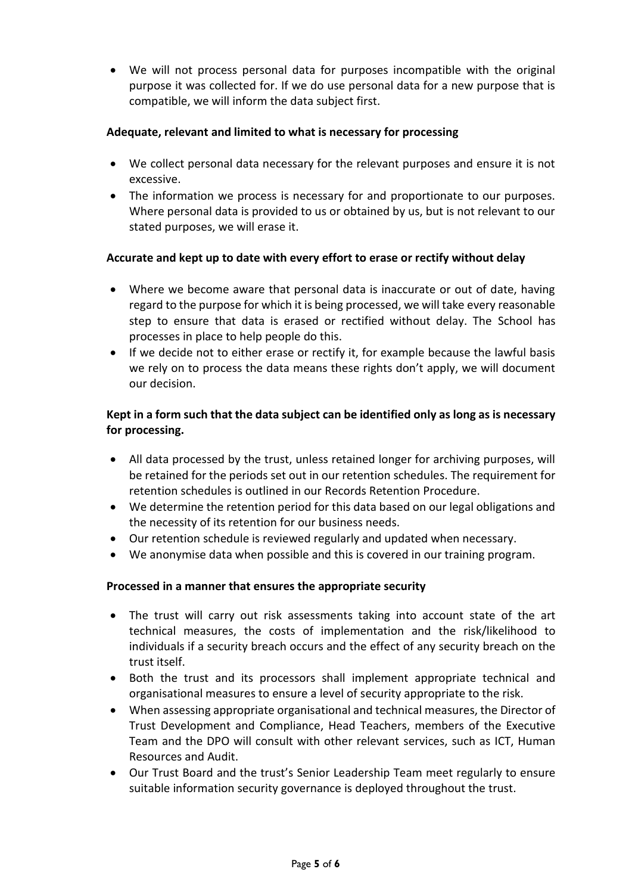- We will not process personal data for purposes incompatible with the original purpose it was collected for. If we do use personal data for a new purpose that is compatible, we will inform the data subject first.

**Adequate, relevant and limited to what is necessary for processing**

- We collect personal data necessary for the relevant purposes and ensure it is not excessive.
- The information we process is necessary for and proportionate to our purposes. Where personal data is provided to us or obtained by us, but is not relevant to our stated purposes, we will erase it.

**Accurate and kept up to date with every effort to erase or rectify without delay**

- Where we become aware that personal data is inaccurate or out of date, having regard to the purpose for which it is being processed, we will take every reasonable step to ensure that data is erased or rectified without delay. The School has processes in place to help people do this.
- If we decide not to either erase or rectify it, for example because the lawful basis we rely on to process the data means these rights don't apply, we will document our decision.

**Kept in a form such that the data subject can be identified only as long as is necessary for processing.**

- All data processed by the trust, unless retained longer for archiving purposes, will be retained for the periods set out in our retention schedules. The requirement for retention schedules is outlined in our Records Retention Procedure.
- We determine the retention period for this data based on our legal obligations and the necessity of its retention for our business needs.
- Our retention schedule is reviewed regularly and updated when necessary.
- We anonymise data when possible and this is covered in our training program.

**Processed in a manner that ensures the appropriate security**

- The trust will carry out risk assessments taking into account state of the art technical measures, the costs of implementation and the risk/likelihood to individuals if a security breach occurs and the effect of any security breach on the trust itself.
- Both the trust and its processors shall implement appropriate technical and organisational measures to ensure a level of security appropriate to the risk.
- When assessing appropriate organisational and technical measures, the Director of Trust Development and Compliance, Head Teachers, members of the Executive Team and the DPO will consult with other relevant services, such as ICT, Human Resources and Audit.
- Our Trust Board and the trust's Senior Leadership Team meet regularly to ensure suitable information security governance is deployed throughout the trust.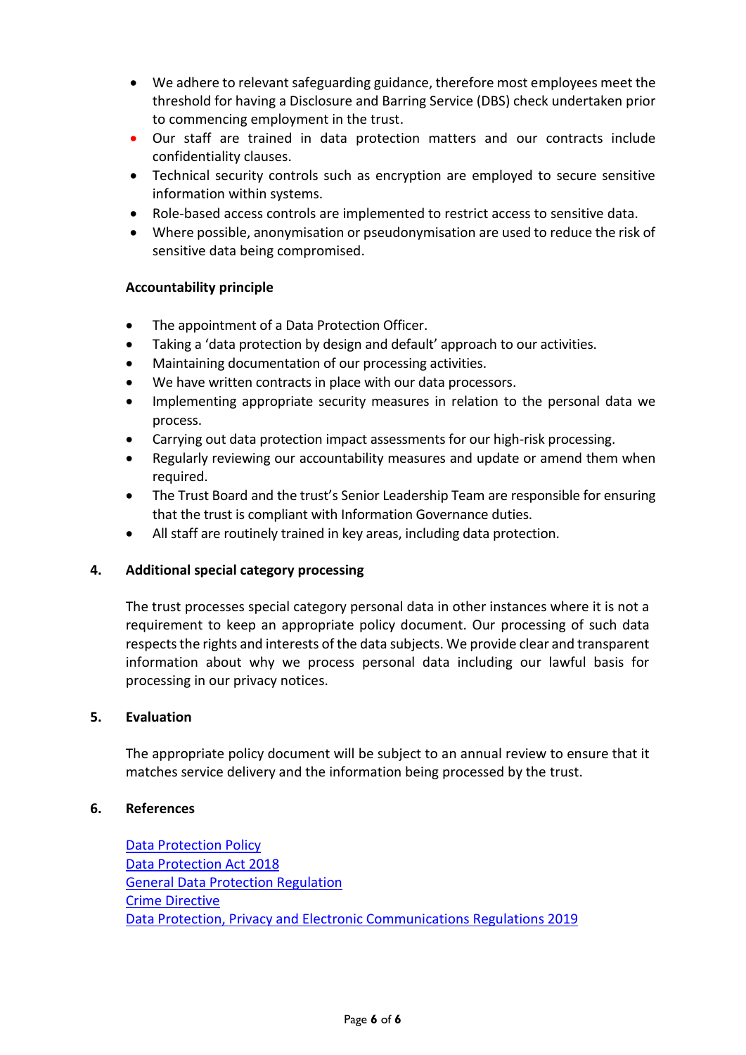- We adhere to relevant safeguarding guidance, therefore most employees meet the threshold for having a Disclosure and Barring Service (DBS) check undertaken prior to commencing employment in the trust.
- Our staff are trained in data protection matters and our contracts include confidentiality clauses.
- Technical security controls such as encryption are employed to secure sensitive information within systems.
- Role-based access controls are implemented to restrict access to sensitive data.
- Where possible, anonymisation or pseudonymisation are used to reduce the risk of sensitive data being compromised.

**Accountability principle**

- The appointment of a Data Protection Officer.
- Taking a 'data protection by design and default' approach to our activities.
- Maintaining documentation of our processing activities.
- We have written contracts in place with our data processors.
- Implementing appropriate security measures in relation to the personal data we process.
- Carrying out data protection impact assessments for our high-risk processing.
- Regularly reviewing our accountability measures and update or amend them when required.
- The Trust Board and the trust's Senior Leadership Team are responsible for ensuring that the trust is compliant with Information Governance duties.
- All staff are routinely trained in key areas, including data protection.

## 4. Additional special category processing

The trust processes special category personal data in other instances where it is not a requirement to keep an appropriate policy document. Our processing of such data respects the rights and interests of the data subjects. We provide clear and transparent information about why we process personal data including our lawful basis for processing in our privacy notices.

## 5. Evaluation

The appropriate policy document will be subject to an annual review to ensure that it matches service delivery and the information being processed by the trust.

## 6. References

Data Protection Policy
Data Protection Act 2018
General Data Protection Regulation
Crime Directive
Data Protection, Privacy and Electronic Communications Regulations 2019